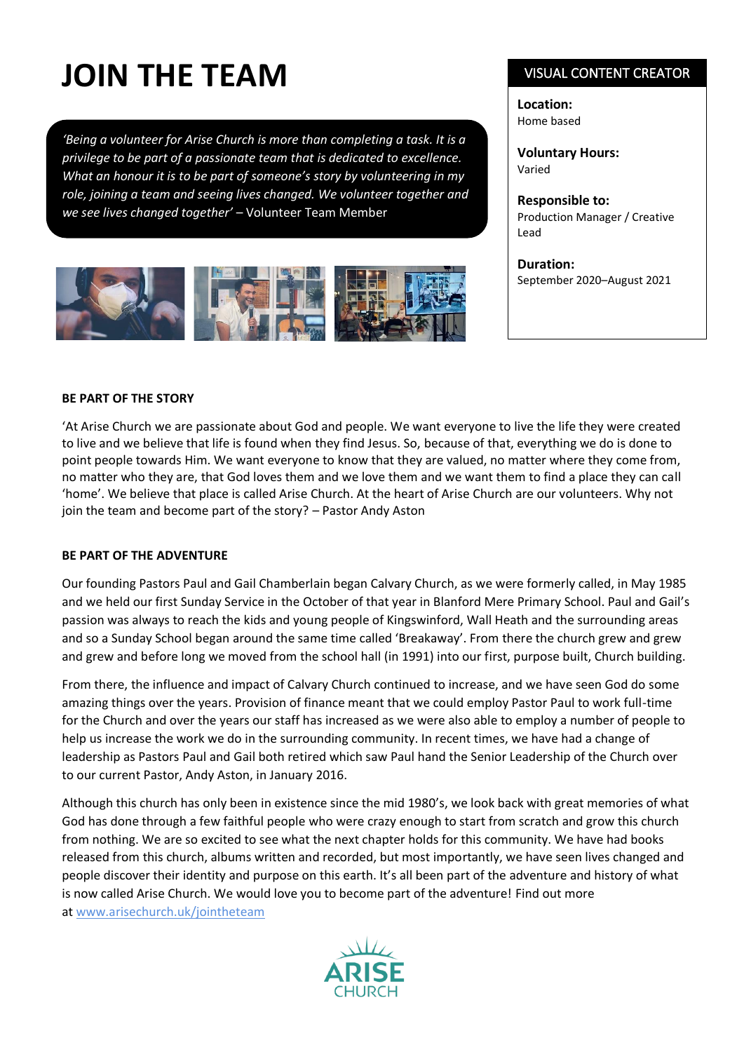# JOIN THE TEAM

*'Being a volunteer for Arise Church is more than completing a task. It is a privilege to be part of a passionate team that is dedicated to excellence. What an honour it is to be part of someone's story by volunteering in my role, joining a team and seeing lives changed. We volunteer together and we see lives changed together'* – Volunteer Team Member

## VISUAL CONTENT CREATOR

**Location:**
Home based

**Voluntary Hours:**
Varied

**Responsible to:**
Production Manager / Creative Lead

**Duration:**
September 2020–August 2021

**BE PART OF THE STORY**

'At Arise Church we are passionate about God and people. We want everyone to live the life they were created to live and we believe that life is found when they find Jesus. So, because of that, everything we do is done to point people towards Him. We want everyone to know that they are valued, no matter where they come from, no matter who they are, that God loves them and we love them and we want them to find a place they can call 'home'. We believe that place is called Arise Church. At the heart of Arise Church are our volunteers. Why not join the team and become part of the story? – Pastor Andy Aston

**BE PART OF THE ADVENTURE**

Our founding Pastors Paul and Gail Chamberlain began Calvary Church, as we were formerly called, in May 1985 and we held our first Sunday Service in the October of that year in Blanford Mere Primary School. Paul and Gail's passion was always to reach the kids and young people of Kingswinford, Wall Heath and the surrounding areas and so a Sunday School began around the same time called 'Breakaway'. From there the church grew and grew and grew and before long we moved from the school hall (in 1991) into our first, purpose built, Church building.

From there, the influence and impact of Calvary Church continued to increase, and we have seen God do some amazing things over the years. Provision of finance meant that we could employ Pastor Paul to work full-time for the Church and over the years our staff has increased as we were also able to employ a number of people to help us increase the work we do in the surrounding community. In recent times, we have had a change of leadership as Pastors Paul and Gail both retired which saw Paul hand the Senior Leadership of the Church over to our current Pastor, Andy Aston, in January 2016.

Although this church has only been in existence since the mid 1980's, we look back with great memories of what God has done through a few faithful people who were crazy enough to start from scratch and grow this church from nothing. We are so excited to see what the next chapter holds for this community. We have had books released from this church, albums written and recorded, but most importantly, we have seen lives changed and people discover their identity and purpose on this earth. It's all been part of the adventure and history of what is now called Arise Church. We would love you to become part of the adventure! Find out more at [www.arisechurch.uk/jointheteam](www.arisechurch.uk/jointheteam)

ARISE CHURCH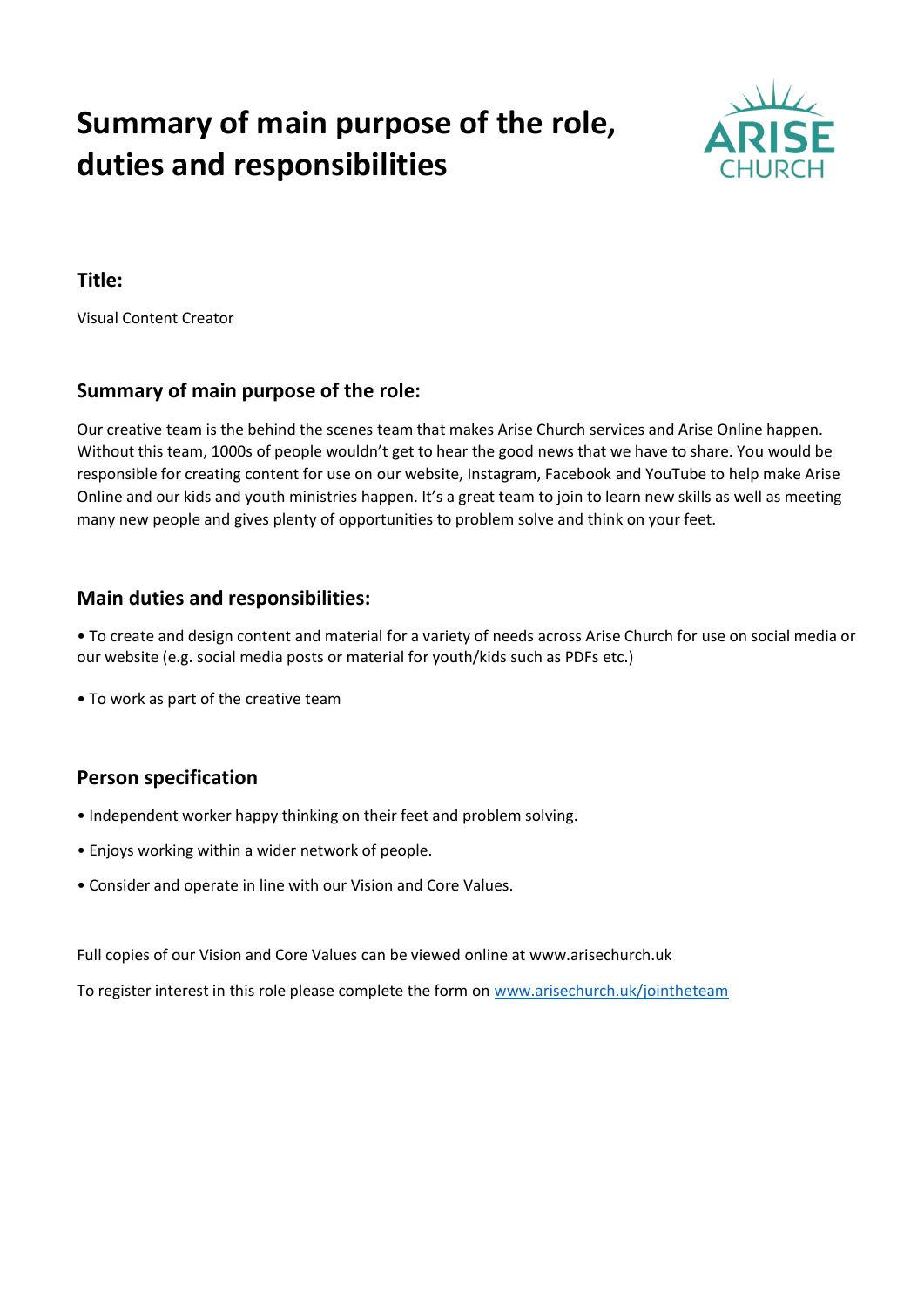# Summary of main purpose of the role, duties and responsibilities

ARISE CHURCH

## Title:

Visual Content Creator

## Summary of main purpose of the role:

Our creative team is the behind the scenes team that makes Arise Church services and Arise Online happen. Without this team, 1000s of people wouldn't get to hear the good news that we have to share. You would be responsible for creating content for use on our website, Instagram, Facebook and YouTube to help make Arise Online and our kids and youth ministries happen. It's a great team to join to learn new skills as well as meeting many new people and gives plenty of opportunities to problem solve and think on your feet.

## Main duties and responsibilities:

- To create and design content and material for a variety of needs across Arise Church for use on social media or our website (e.g. social media posts or material for youth/kids such as PDFs etc.)
- To work as part of the creative team

## Person specification

- Independent worker happy thinking on their feet and problem solving.
- Enjoys working within a wider network of people.
- Consider and operate in line with our Vision and Core Values.

Full copies of our Vision and Core Values can be viewed online at www.arisechurch.uk

To register interest in this role please complete the form on [www.arisechurch.uk/jointheteam](www.arisechurch.uk/jointheteam)